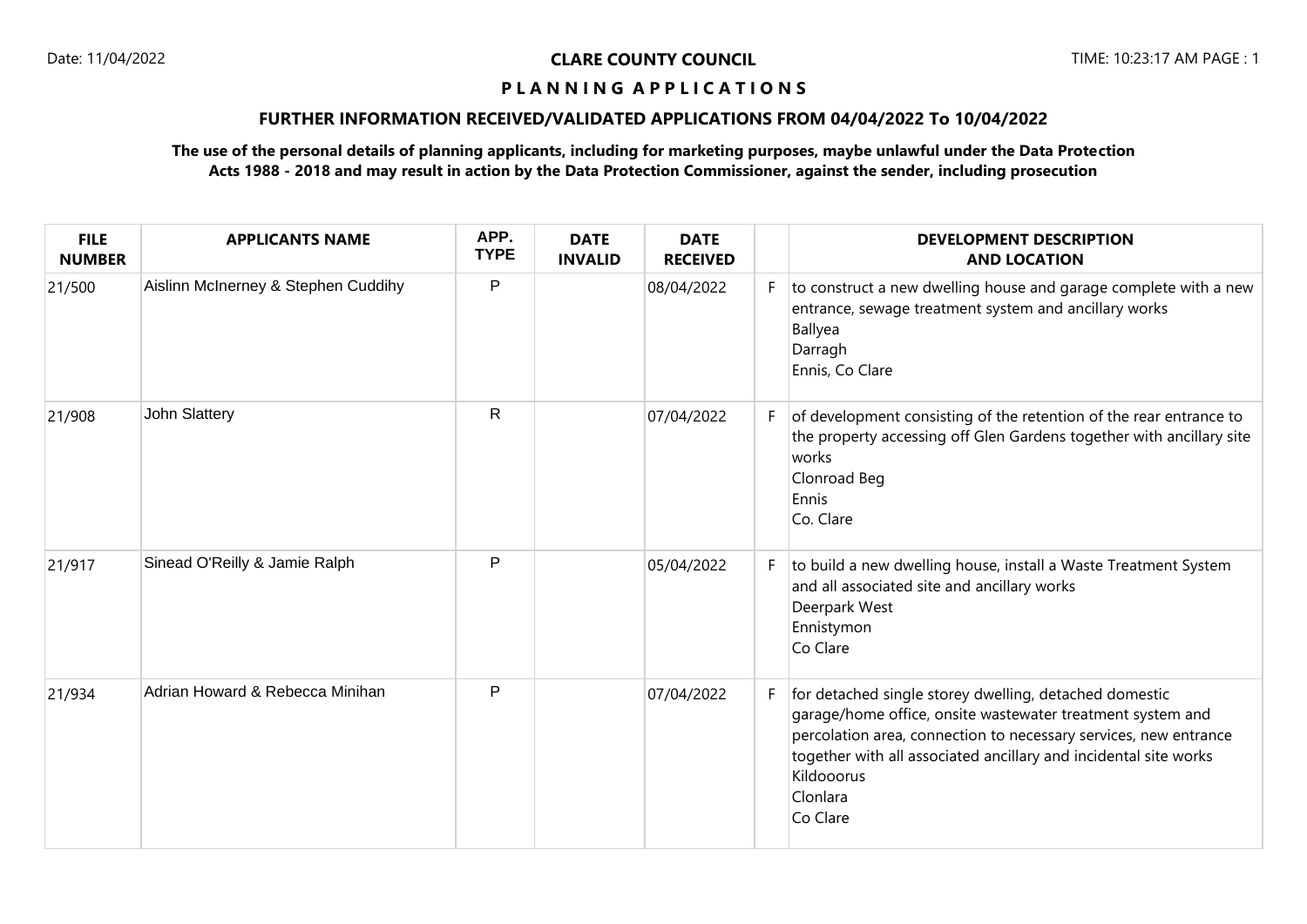**CLARE COUNTY COUNCIL**

# P L A N N I N G A P P L I C A T I O N S

## FURTHER INFORMATION RECEIVED/VALIDATED APPLICATIONS FROM 04/04/2022 To 10/04/2022

**The use of the personal details of planning applicants, including for marketing purposes, maybe unlawful under the Data Protection Acts 1988 - 2018 and may result in action by the Data Protection Commissioner, against the sender, including prosecution**

| FILE NUMBER | APPLICANTS NAME | APP. TYPE | DATE INVALID | DATE RECEIVED | | DEVELOPMENT DESCRIPTION AND LOCATION |
|---|---|---|---|---|---|---|
| 21/500 | Aislinn McInerney & Stephen Cuddihy | P | | 08/04/2022 | F | to construct a new dwelling house and garage complete with a new entrance, sewage treatment system and ancillary works<br>Ballyea<br>Darragh<br>Ennis, Co Clare |
| 21/908 | John Slattery | R | | 07/04/2022 | F | of development consisting of the retention of the rear entrance to the property accessing off Glen Gardens together with ancillary site works<br>Clonroad Beg<br>Ennis<br>Co. Clare |
| 21/917 | Sinead O'Reilly & Jamie Ralph | P | | 05/04/2022 | F | to build a new dwelling house, install a Waste Treatment System and all associated site and ancillary works<br>Deerpark West<br>Ennistymon<br>Co Clare |
| 21/934 | Adrian Howard & Rebecca Minihan | P | | 07/04/2022 | F | for detached single storey dwelling, detached domestic garage/home office, onsite wastewater treatment system and percolation area, connection to necessary services, new entrance together with all associated ancillary and incidental site works<br>Kildooorus<br>Clonlara<br>Co Clare |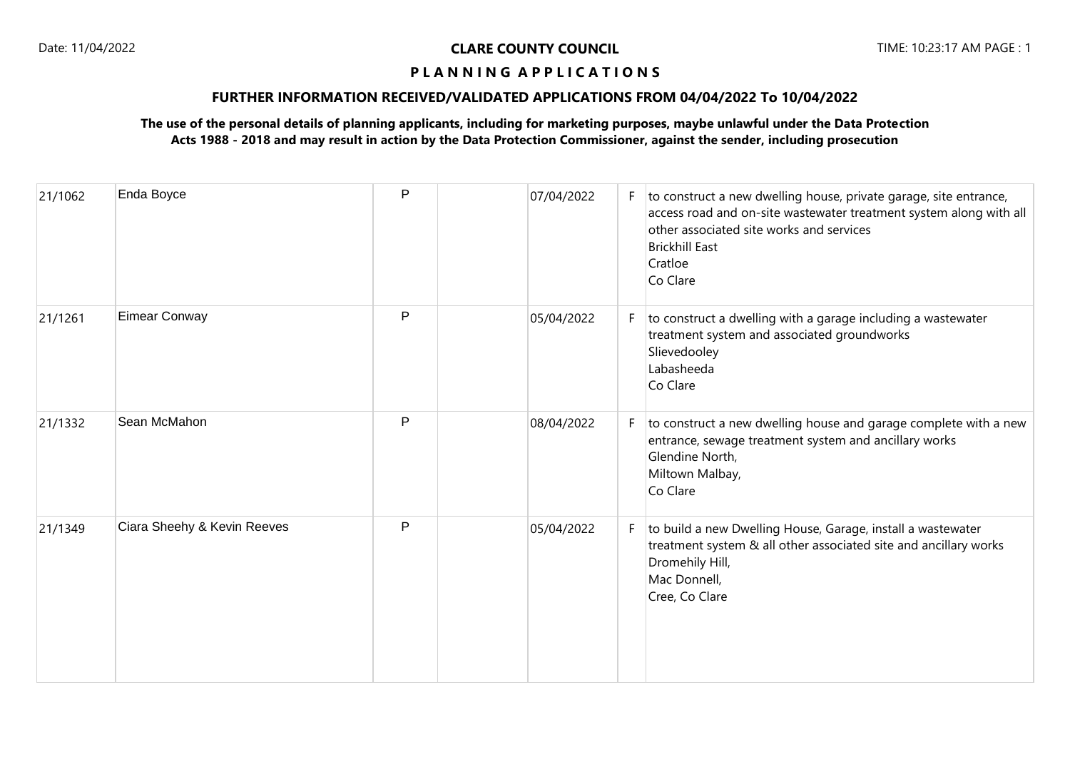# CLARE COUNTY COUNCIL

## P L A N N I N G A P P L I C A T I O N S

### FURTHER INFORMATION RECEIVED/VALIDATED APPLICATIONS FROM 04/04/2022 To 10/04/2022

**The use of the personal details of planning applicants, including for marketing purposes, maybe unlawful under the Data Protection Acts 1988 - 2018 and may result in action by the Data Protection Commissioner, against the sender, including prosecution**

| | | | | | | |
|---|---|---|---|---|---|---|
| 21/1062 | Enda Boyce | P | | 07/04/2022 | F | to construct a new dwelling house, private garage, site entrance, access road and on-site wastewater treatment system along with all other associated site works and services<br>Brickhill East<br>Cratloe<br>Co Clare |
| 21/1261 | Eimear Conway | P | | 05/04/2022 | F | to construct a dwelling with a garage including a wastewater treatment system and associated groundworks<br>Slievedooley<br>Labasheeda<br>Co Clare |
| 21/1332 | Sean McMahon | P | | 08/04/2022 | F | to construct a new dwelling house and garage complete with a new entrance, sewage treatment system and ancillary works<br>Glendine North,<br>Miltown Malbay,<br>Co Clare |
| 21/1349 | Ciara Sheehy & Kevin Reeves | P | | 05/04/2022 | F | to build a new Dwelling House, Garage, install a wastewater treatment system & all other associated site and ancillary works<br>Dromehily Hill,<br>Mac Donnell,<br>Cree, Co Clare |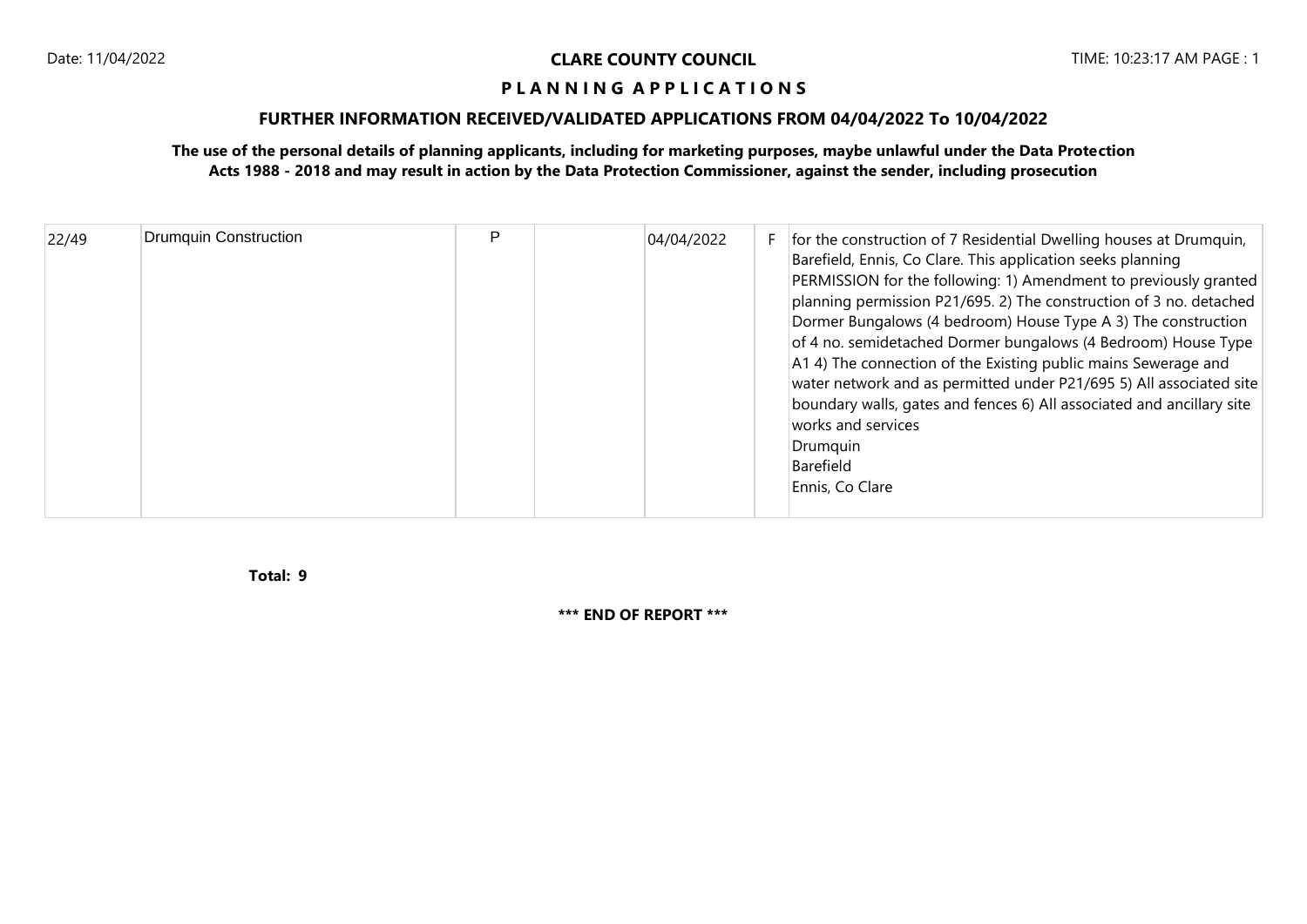## CLARE COUNTY COUNCIL

### P L A N N I N G   A P P L I C A T I O N S

### FURTHER INFORMATION RECEIVED/VALIDATED APPLICATIONS FROM 04/04/2022 To 10/04/2022

**The use of the personal details of planning applicants, including for marketing purposes, maybe unlawful under the Data Protection Acts 1988 - 2018 and may result in action by the Data Protection Commissioner, against the sender, including prosecution**

| | | | | | | |
|---|---|---|---|---|---|---|
| 22/49 | Drumquin Construction | P | | 04/04/2022 | F | for the construction of 7 Residential Dwelling houses at Drumquin, Barefield, Ennis, Co Clare. This application seeks planning PERMISSION for the following: 1) Amendment to previously granted planning permission P21/695. 2) The construction of 3 no. detached Dormer Bungalows (4 bedroom) House Type A 3) The construction of 4 no. semidetached Dormer bungalows (4 Bedroom) House Type A1 4) The connection of the Existing public mains Sewerage and water network and as permitted under P21/695 5) All associated site boundary walls, gates and fences 6) All associated and ancillary site works and services<br>Drumquin<br>Barefield<br>Ennis, Co Clare |

**Total: 9**

**\*\*\* END OF REPORT \*\*\***